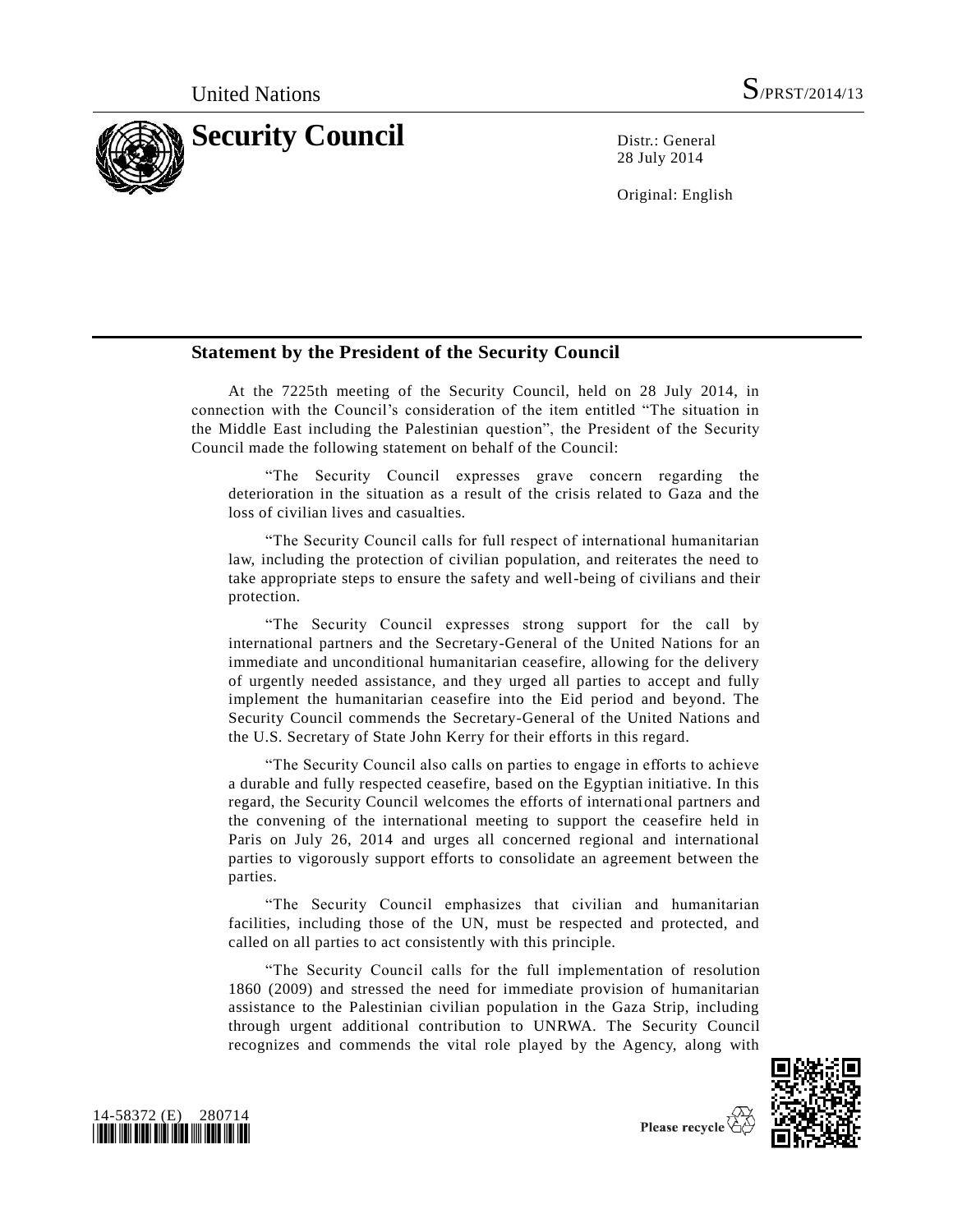United Nations S/PRST/2014/13

# Security Council

Distr.: General
28 July 2014

Original: English

## Statement by the President of the Security Council

At the 7225th meeting of the Security Council, held on 28 July 2014, in connection with the Council's consideration of the item entitled "The situation in the Middle East including the Palestinian question", the President of the Security Council made the following statement on behalf of the Council:

"The Security Council expresses grave concern regarding the deterioration in the situation as a result of the crisis related to Gaza and the loss of civilian lives and casualties.

"The Security Council calls for full respect of international humanitarian law, including the protection of civilian population, and reiterates the need to take appropriate steps to ensure the safety and well-being of civilians and their protection.

"The Security Council expresses strong support for the call by international partners and the Secretary-General of the United Nations for an immediate and unconditional humanitarian ceasefire, allowing for the delivery of urgently needed assistance, and they urged all parties to accept and fully implement the humanitarian ceasefire into the Eid period and beyond. The Security Council commends the Secretary-General of the United Nations and the U.S. Secretary of State John Kerry for their efforts in this regard.

"The Security Council also calls on parties to engage in efforts to achieve a durable and fully respected ceasefire, based on the Egyptian initiative. In this regard, the Security Council welcomes the efforts of international partners and the convening of the international meeting to support the ceasefire held in Paris on July 26, 2014 and urges all concerned regional and international parties to vigorously support efforts to consolidate an agreement between the parties.

"The Security Council emphasizes that civilian and humanitarian facilities, including those of the UN, must be respected and protected, and called on all parties to act consistently with this principle.

"The Security Council calls for the full implementation of resolution 1860 (2009) and stressed the need for immediate provision of humanitarian assistance to the Palestinian civilian population in the Gaza Strip, including through urgent additional contribution to UNRWA. The Security Council recognizes and commends the vital role played by the Agency, along with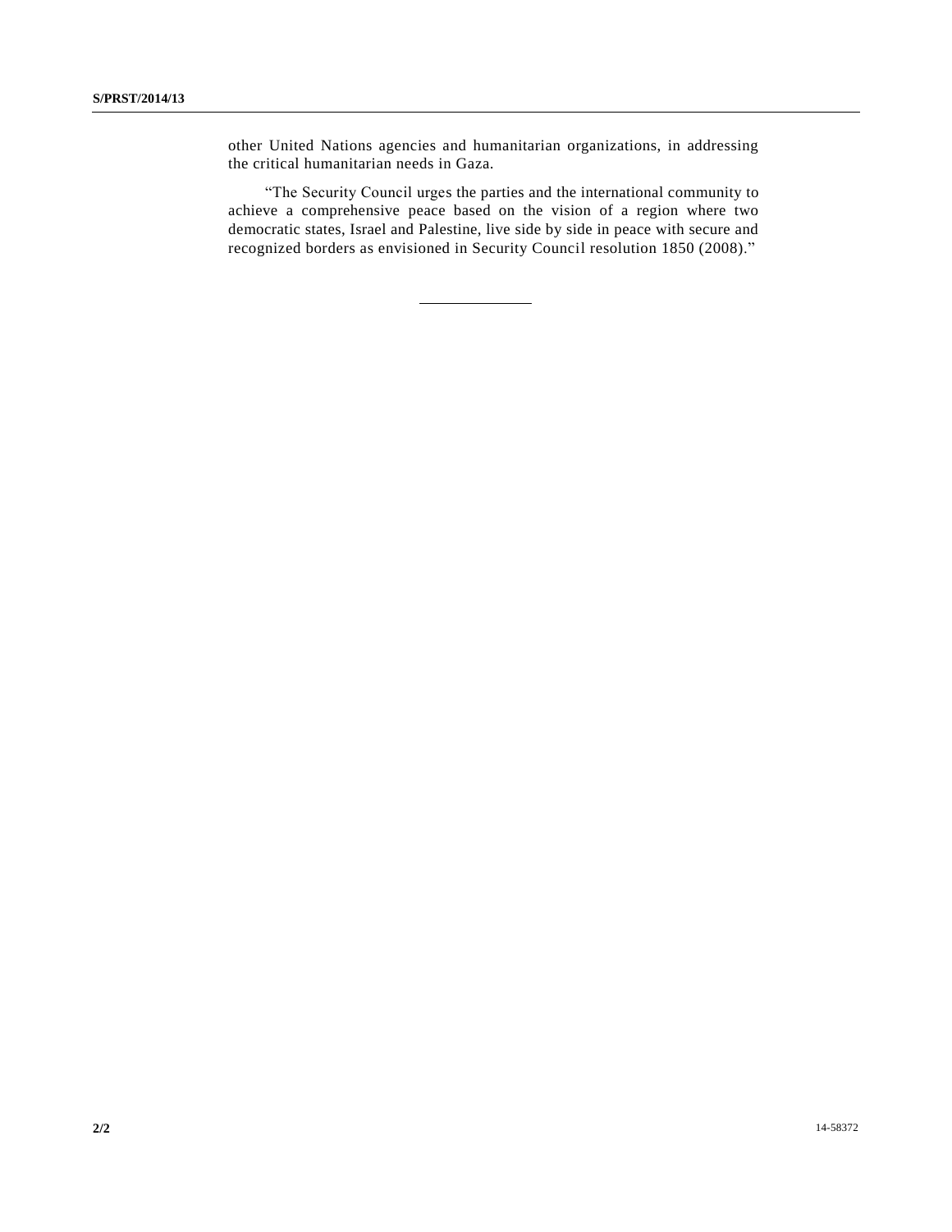other United Nations agencies and humanitarian organizations, in addressing the critical humanitarian needs in Gaza.

"The Security Council urges the parties and the international community to achieve a comprehensive peace based on the vision of a region where two democratic states, Israel and Palestine, live side by side in peace with secure and recognized borders as envisioned in Security Council resolution 1850 (2008)."